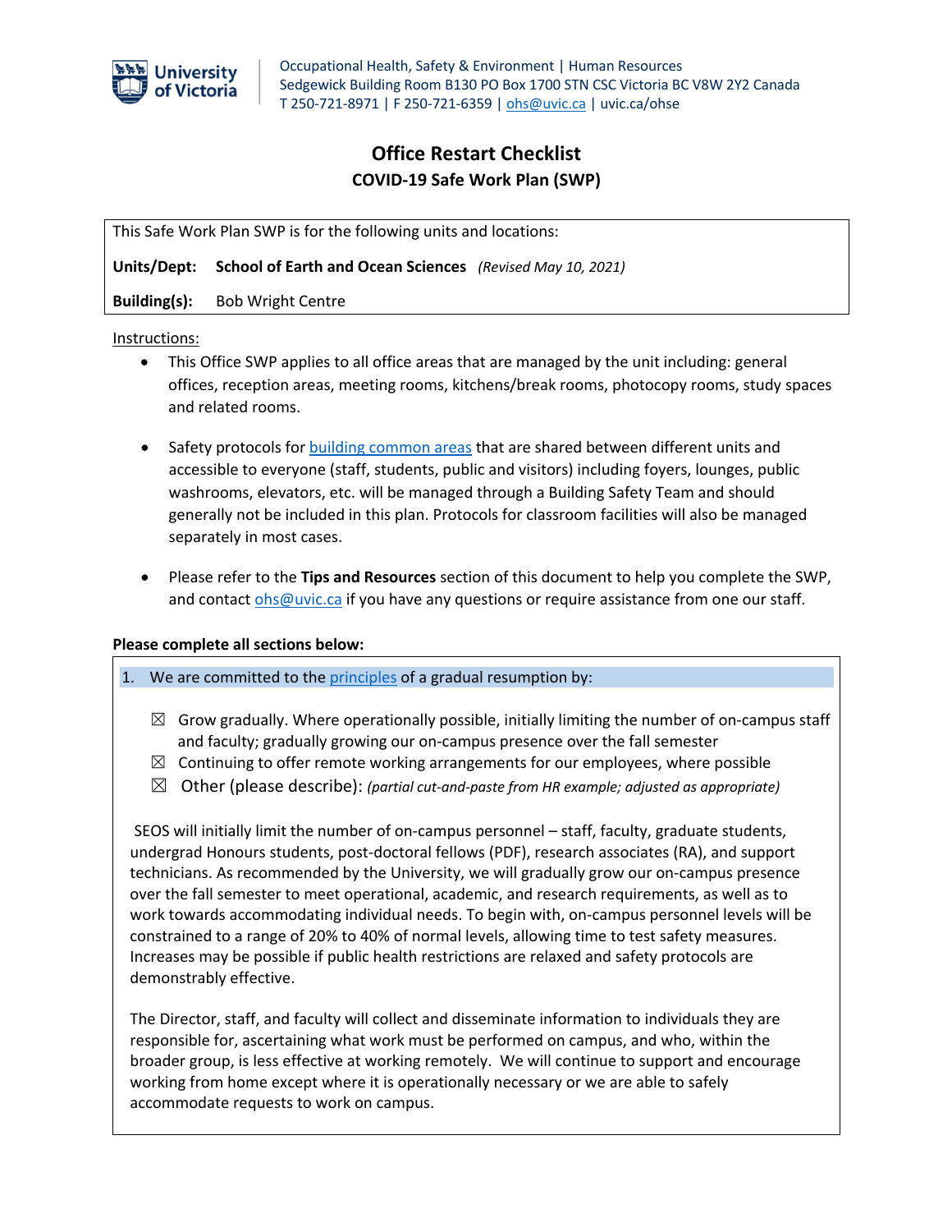University of Victoria

Occupational Health, Safety & Environment | Human Resources
Sedgewick Building Room B130 PO Box 1700 STN CSC Victoria BC V8W 2Y2 Canada
T 250-721-8971 | F 250-721-6359 | ohs@uvic.ca | uvic.ca/ohse

# Office Restart Checklist

## COVID-19 Safe Work Plan (SWP)

This Safe Work Plan SWP is for the following units and locations:

**Units/Dept:** **School of Earth and Ocean Sciences** *(Revised May 10, 2021)*

**Building(s):** Bob Wright Centre

Instructions:

- This Office SWP applies to all office areas that are managed by the unit including: general offices, reception areas, meeting rooms, kitchens/break rooms, photocopy rooms, study spaces and related rooms.
- Safety protocols for building common areas that are shared between different units and accessible to everyone (staff, students, public and visitors) including foyers, lounges, public washrooms, elevators, etc. will be managed through a Building Safety Team and should generally not be included in this plan. Protocols for classroom facilities will also be managed separately in most cases.
- Please refer to the **Tips and Resources** section of this document to help you complete the SWP, and contact ohs@uvic.ca if you have any questions or require assistance from one our staff.

**Please complete all sections below:**

1. We are committed to the principles of a gradual resumption by:

- ☒ Grow gradually. Where operationally possible, initially limiting the number of on-campus staff and faculty; gradually growing our on-campus presence over the fall semester
- ☒ Continuing to offer remote working arrangements for our employees, where possible
- ☒ Other (please describe): *(partial cut-and-paste from HR example; adjusted as appropriate)*

SEOS will initially limit the number of on-campus personnel – staff, faculty, graduate students, undergrad Honours students, post-doctoral fellows (PDF), research associates (RA), and support technicians. As recommended by the University, we will gradually grow our on-campus presence over the fall semester to meet operational, academic, and research requirements, as well as to work towards accommodating individual needs. To begin with, on-campus personnel levels will be constrained to a range of 20% to 40% of normal levels, allowing time to test safety measures. Increases may be possible if public health restrictions are relaxed and safety protocols are demonstrably effective.

The Director, staff, and faculty will collect and disseminate information to individuals they are responsible for, ascertaining what work must be performed on campus, and who, within the broader group, is less effective at working remotely. We will continue to support and encourage working from home except where it is operationally necessary or we are able to safely accommodate requests to work on campus.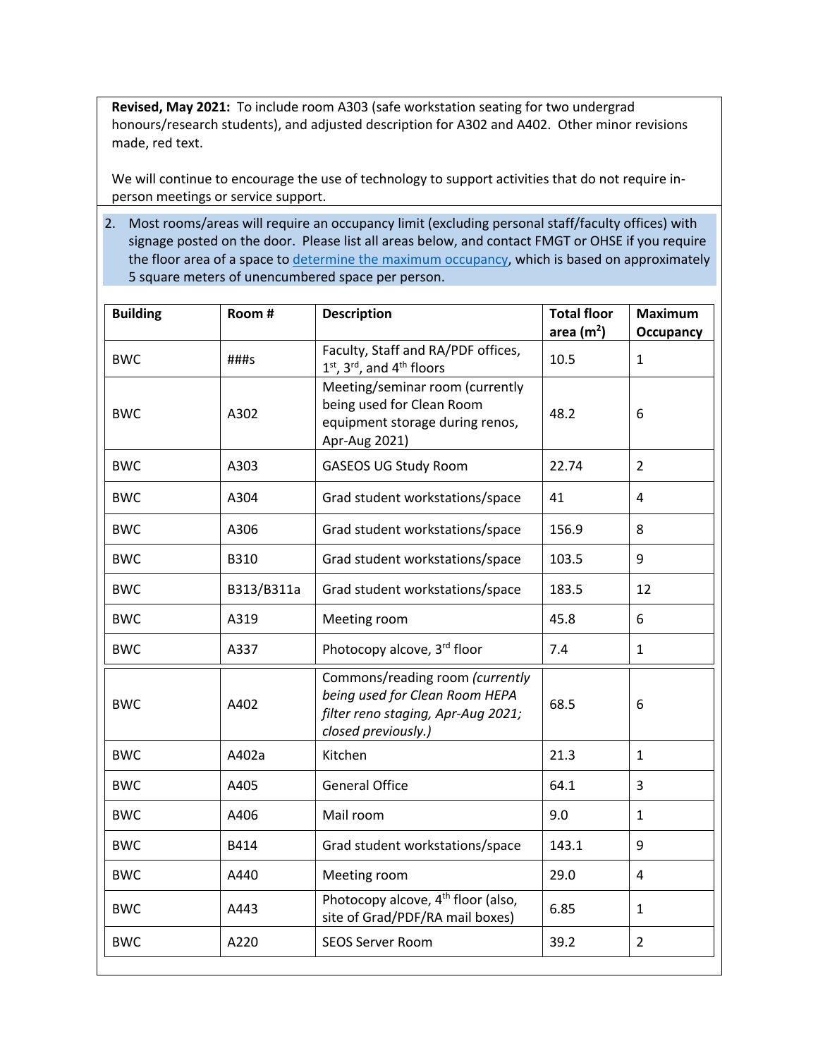**Revised, May 2021:** To include room A303 (safe workstation seating for two undergrad honours/research students), and adjusted description for A302 and A402. Other minor revisions made, red text.

We will continue to encourage the use of technology to support activities that do not require in-person meetings or service support.

2. Most rooms/areas will require an occupancy limit (excluding personal staff/faculty offices) with signage posted on the door. Please list all areas below, and contact FMGT or OHSE if you require the floor area of a space to [determine the maximum occupancy](), which is based on approximately 5 square meters of unencumbered space per person.

| Building | Room # | Description | Total floor area ($m^2$) | Maximum Occupancy |
|---|---|---|---|---|
| BWC | ###s | Faculty, Staff and RA/PDF offices, 1st, 3rd, and 4th floors | 10.5 | 1 |
| BWC | A302 | Meeting/seminar room (currently being used for Clean Room equipment storage during renos, Apr-Aug 2021) | 48.2 | 6 |
| BWC | A303 | GASEOS UG Study Room | 22.74 | 2 |
| BWC | A304 | Grad student workstations/space | 41 | 4 |
| BWC | A306 | Grad student workstations/space | 156.9 | 8 |
| BWC | B310 | Grad student workstations/space | 103.5 | 9 |
| BWC | B313/B311a | Grad student workstations/space | 183.5 | 12 |
| BWC | A319 | Meeting room | 45.8 | 6 |
| BWC | A337 | Photocopy alcove, 3rd floor | 7.4 | 1 |
| BWC | A402 | Commons/reading room *(currently being used for Clean Room HEPA filter reno staging, Apr-Aug 2021; closed previously.)* | 68.5 | 6 |
| BWC | A402a | Kitchen | 21.3 | 1 |
| BWC | A405 | General Office | 64.1 | 3 |
| BWC | A406 | Mail room | 9.0 | 1 |
| BWC | B414 | Grad student workstations/space | 143.1 | 9 |
| BWC | A440 | Meeting room | 29.0 | 4 |
| BWC | A443 | Photocopy alcove, 4th floor (also, site of Grad/PDF/RA mail boxes) | 6.85 | 1 |
| BWC | A220 | SEOS Server Room | 39.2 | 2 |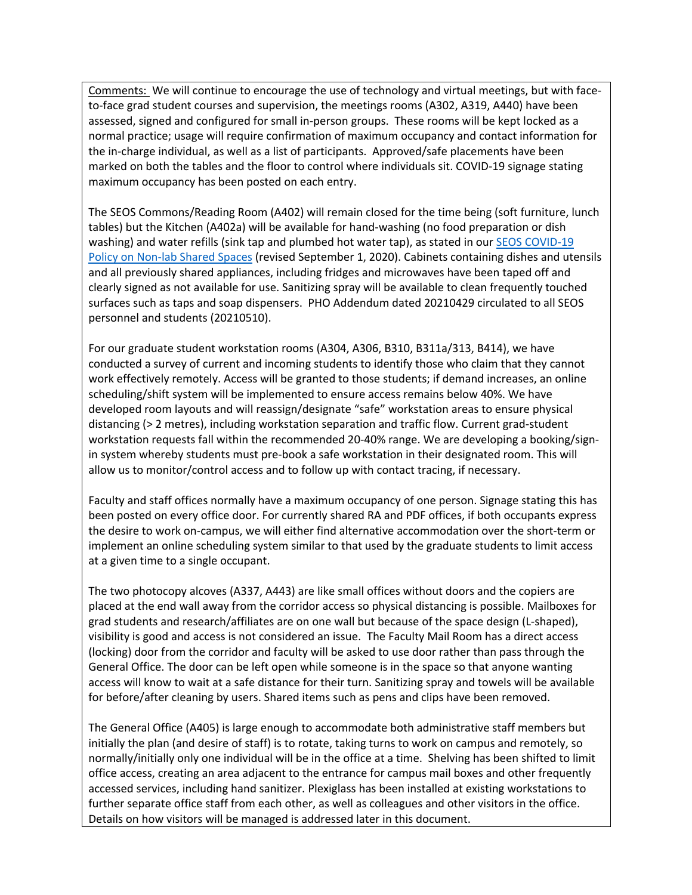Comments: We will continue to encourage the use of technology and virtual meetings, but with face-to-face grad student courses and supervision, the meetings rooms (A302, A319, A440) have been assessed, signed and configured for small in-person groups. These rooms will be kept locked as a normal practice; usage will require confirmation of maximum occupancy and contact information for the in-charge individual, as well as a list of participants. Approved/safe placements have been marked on both the tables and the floor to control where individuals sit. COVID-19 signage stating maximum occupancy has been posted on each entry.

The SEOS Commons/Reading Room (A402) will remain closed for the time being (soft furniture, lunch tables) but the Kitchen (A402a) will be available for hand-washing (no food preparation or dish washing) and water refills (sink tap and plumbed hot water tap), as stated in our [SEOS COVID-19 Policy on Non-lab Shared Spaces](#) (revised September 1, 2020). Cabinets containing dishes and utensils and all previously shared appliances, including fridges and microwaves have been taped off and clearly signed as not available for use. Sanitizing spray will be available to clean frequently touched surfaces such as taps and soap dispensers. PHO Addendum dated 20210429 circulated to all SEOS personnel and students (20210510).

For our graduate student workstation rooms (A304, A306, B310, B311a/313, B414), we have conducted a survey of current and incoming students to identify those who claim that they cannot work effectively remotely. Access will be granted to those students; if demand increases, an online scheduling/shift system will be implemented to ensure access remains below 40%. We have developed room layouts and will reassign/designate "safe" workstation areas to ensure physical distancing (> 2 metres), including workstation separation and traffic flow. Current grad-student workstation requests fall within the recommended 20-40% range. We are developing a booking/sign-in system whereby students must pre-book a safe workstation in their designated room. This will allow us to monitor/control access and to follow up with contact tracing, if necessary.

Faculty and staff offices normally have a maximum occupancy of one person. Signage stating this has been posted on every office door. For currently shared RA and PDF offices, if both occupants express the desire to work on-campus, we will either find alternative accommodation over the short-term or implement an online scheduling system similar to that used by the graduate students to limit access at a given time to a single occupant.

The two photocopy alcoves (A337, A443) are like small offices without doors and the copiers are placed at the end wall away from the corridor access so physical distancing is possible. Mailboxes for grad students and research/affiliates are on one wall but because of the space design (L-shaped), visibility is good and access is not considered an issue. The Faculty Mail Room has a direct access (locking) door from the corridor and faculty will be asked to use door rather than pass through the General Office. The door can be left open while someone is in the space so that anyone wanting access will know to wait at a safe distance for their turn. Sanitizing spray and towels will be available for before/after cleaning by users. Shared items such as pens and clips have been removed.

The General Office (A405) is large enough to accommodate both administrative staff members but initially the plan (and desire of staff) is to rotate, taking turns to work on campus and remotely, so normally/initially only one individual will be in the office at a time. Shelving has been shifted to limit office access, creating an area adjacent to the entrance for campus mail boxes and other frequently accessed services, including hand sanitizer. Plexiglass has been installed at existing workstations to further separate office staff from each other, as well as colleagues and other visitors in the office. Details on how visitors will be managed is addressed later in this document.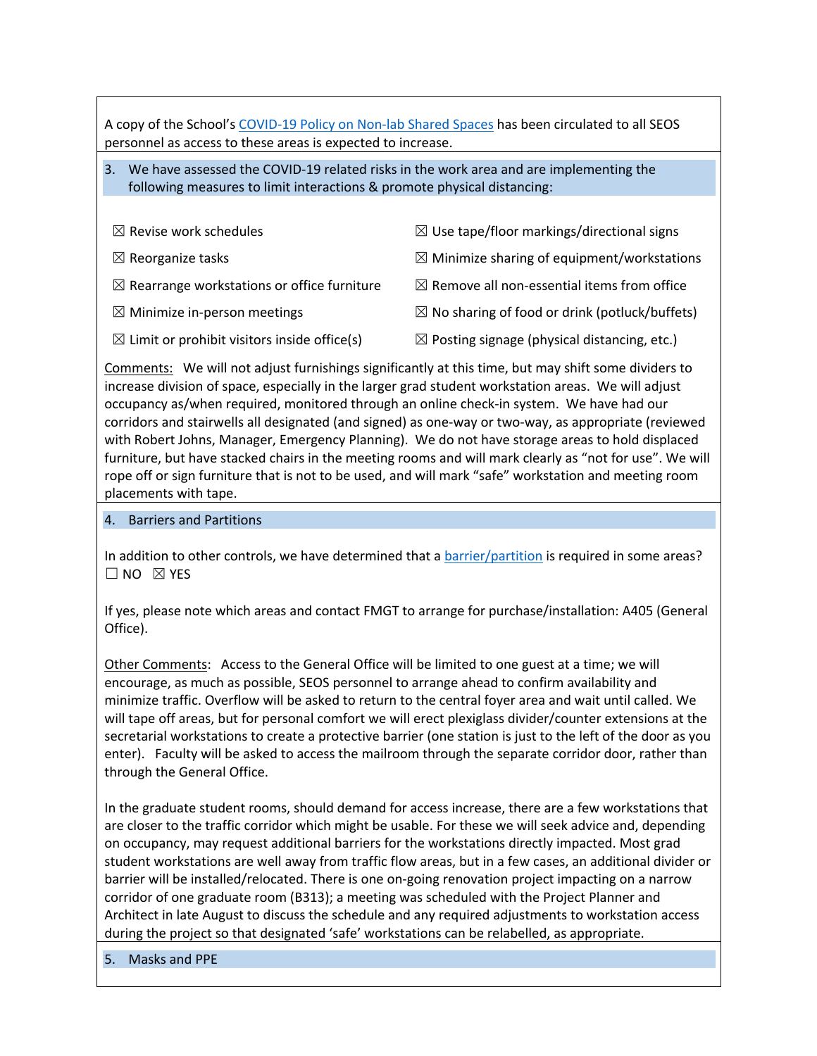A copy of the School's [COVID-19 Policy on Non-lab Shared Spaces]() has been circulated to all SEOS personnel as access to these areas is expected to increase.

## 3. We have assessed the COVID-19 related risks in the work area and are implementing the following measures to limit interactions & promote physical distancing:

- ☒ Revise work schedules
- ☒ Reorganize tasks
- ☒ Rearrange workstations or office furniture
- ☒ Minimize in-person meetings
- ☒ Limit or prohibit visitors inside office(s)
- ☒ Use tape/floor markings/directional signs
- ☒ Minimize sharing of equipment/workstations
- ☒ Remove all non-essential items from office
- ☒ No sharing of food or drink (potluck/buffets)
- ☒ Posting signage (physical distancing, etc.)

Comments: We will not adjust furnishings significantly at this time, but may shift some dividers to increase division of space, especially in the larger grad student workstation areas. We will adjust occupancy as/when required, monitored through an online check-in system. We have had our corridors and stairwells all designated (and signed) as one-way or two-way, as appropriate (reviewed with Robert Johns, Manager, Emergency Planning). We do not have storage areas to hold displaced furniture, but have stacked chairs in the meeting rooms and will mark clearly as "not for use". We will rope off or sign furniture that is not to be used, and will mark "safe" workstation and meeting room placements with tape.

## 4. Barriers and Partitions

In addition to other controls, we have determined that a [barrier/partition]() is required in some areas?
☐ NO ☒ YES

If yes, please note which areas and contact FMGT to arrange for purchase/installation: A405 (General Office).

Other Comments: Access to the General Office will be limited to one guest at a time; we will encourage, as much as possible, SEOS personnel to arrange ahead to confirm availability and minimize traffic. Overflow will be asked to return to the central foyer area and wait until called. We will tape off areas, but for personal comfort we will erect plexiglass divider/counter extensions at the secretarial workstations to create a protective barrier (one station is just to the left of the door as you enter). Faculty will be asked to access the mailroom through the separate corridor door, rather than through the General Office.

In the graduate student rooms, should demand for access increase, there are a few workstations that are closer to the traffic corridor which might be usable. For these we will seek advice and, depending on occupancy, may request additional barriers for the workstations directly impacted. Most grad student workstations are well away from traffic flow areas, but in a few cases, an additional divider or barrier will be installed/relocated. There is one on-going renovation project impacting on a narrow corridor of one graduate room (B313); a meeting was scheduled with the Project Planner and Architect in late August to discuss the schedule and any required adjustments to workstation access during the project so that designated 'safe' workstations can be relabelled, as appropriate.

## 5. Masks and PPE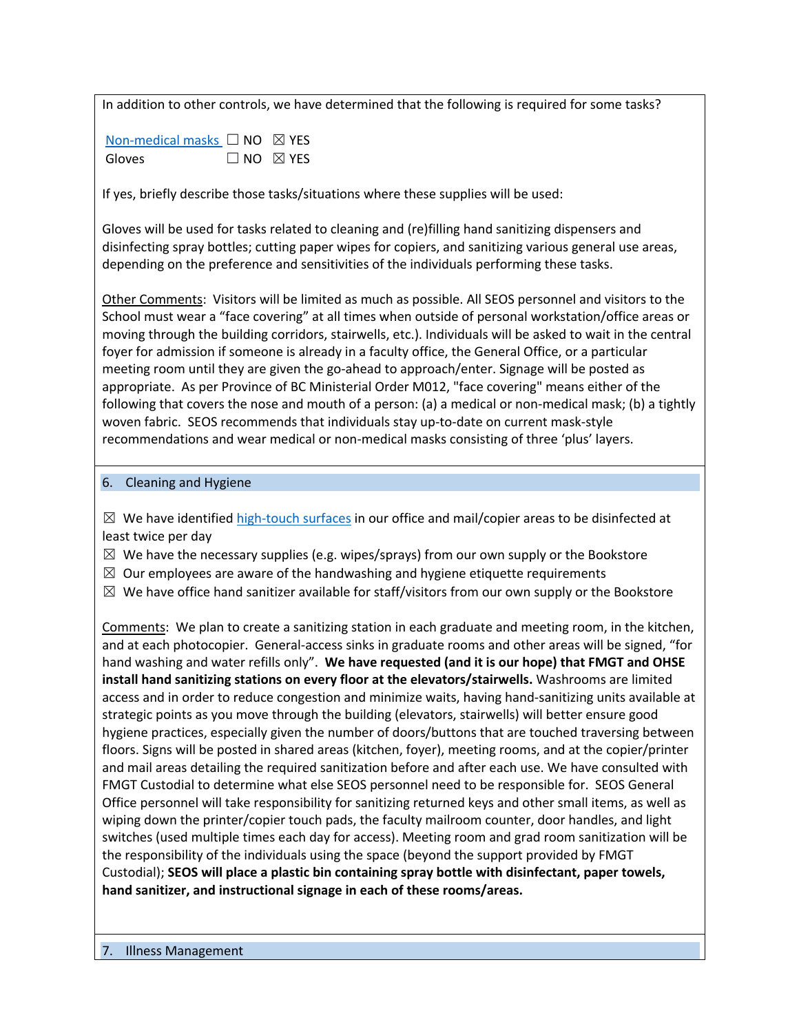In addition to other controls, we have determined that the following is required for some tasks?

[Non-medical masks](#) ☐ NO ☒ YES
Gloves ☐ NO ☒ YES

If yes, briefly describe those tasks/situations where these supplies will be used:

Gloves will be used for tasks related to cleaning and (re)filling hand sanitizing dispensers and disinfecting spray bottles; cutting paper wipes for copiers, and sanitizing various general use areas, depending on the preference and sensitivities of the individuals performing these tasks.

Other Comments: Visitors will be limited as much as possible. All SEOS personnel and visitors to the School must wear a "face covering" at all times when outside of personal workstation/office areas or moving through the building corridors, stairwells, etc.). Individuals will be asked to wait in the central foyer for admission if someone is already in a faculty office, the General Office, or a particular meeting room until they are given the go-ahead to approach/enter. Signage will be posted as appropriate. As per Province of BC Ministerial Order M012, "face covering" means either of the following that covers the nose and mouth of a person: (a) a medical or non-medical mask; (b) a tightly woven fabric. SEOS recommends that individuals stay up-to-date on current mask-style recommendations and wear medical or non-medical masks consisting of three 'plus' layers.

## 6. Cleaning and Hygiene

☒ We have identified [high-touch surfaces](#) in our office and mail/copier areas to be disinfected at least twice per day
☒ We have the necessary supplies (e.g. wipes/sprays) from our own supply or the Bookstore
☒ Our employees are aware of the handwashing and hygiene etiquette requirements
☒ We have office hand sanitizer available for staff/visitors from our own supply or the Bookstore

Comments: We plan to create a sanitizing station in each graduate and meeting room, in the kitchen, and at each photocopier. General-access sinks in graduate rooms and other areas will be signed, "for hand washing and water refills only". **We have requested (and it is our hope) that FMGT and OHSE install hand sanitizing stations on every floor at the elevators/stairwells.** Washrooms are limited access and in order to reduce congestion and minimize waits, having hand-sanitizing units available at strategic points as you move through the building (elevators, stairwells) will better ensure good hygiene practices, especially given the number of doors/buttons that are touched traversing between floors. Signs will be posted in shared areas (kitchen, foyer), meeting rooms, and at the copier/printer and mail areas detailing the required sanitization before and after each use. We have consulted with FMGT Custodial to determine what else SEOS personnel need to be responsible for. SEOS General Office personnel will take responsibility for sanitizing returned keys and other small items, as well as wiping down the printer/copier touch pads, the faculty mailroom counter, door handles, and light switches (used multiple times each day for access). Meeting room and grad room sanitization will be the responsibility of the individuals using the space (beyond the support provided by FMGT Custodial); **SEOS will place a plastic bin containing spray bottle with disinfectant, paper towels, hand sanitizer, and instructional signage in each of these rooms/areas.**

## 7. Illness Management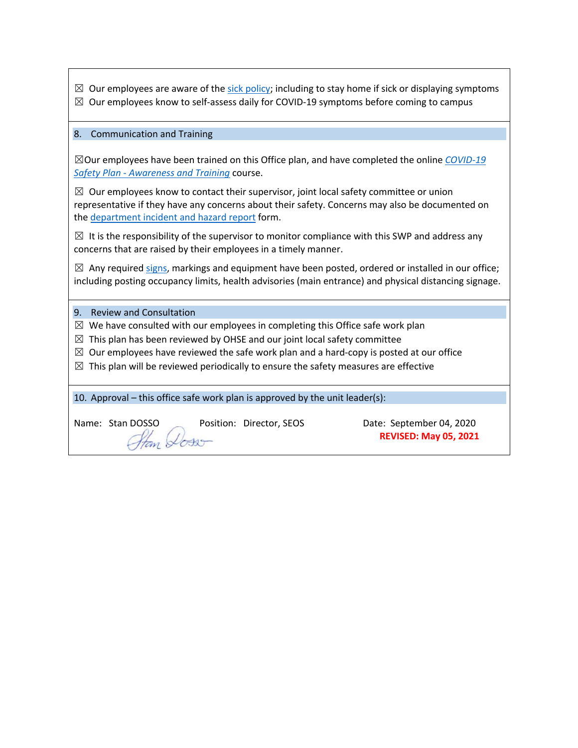☒ Our employees are aware of the sick policy; including to stay home if sick or displaying symptoms
☒ Our employees know to self-assess daily for COVID-19 symptoms before coming to campus

## 8. Communication and Training

☒Our employees have been trained on this Office plan, and have completed the online *COVID-19 Safety Plan - Awareness and Training* course.

☒ Our employees know to contact their supervisor, joint local safety committee or union representative if they have any concerns about their safety. Concerns may also be documented on the department incident and hazard report form.

☒ It is the responsibility of the supervisor to monitor compliance with this SWP and address any concerns that are raised by their employees in a timely manner.

☒ Any required signs, markings and equipment have been posted, ordered or installed in our office; including posting occupancy limits, health advisories (main entrance) and physical distancing signage.

## 9. Review and Consultation

☒ We have consulted with our employees in completing this Office safe work plan
☒ This plan has been reviewed by OHSE and our joint local safety committee
☒ Our employees have reviewed the safe work plan and a hard-copy is posted at our office
☒ This plan will be reviewed periodically to ensure the safety measures are effective

## 10. Approval – this office safe work plan is approved by the unit leader(s):

Name: Stan DOSSO | Position: Director, SEOS | Date: September 04, 2020

Stan Dosso

**REVISED: May 05, 2021**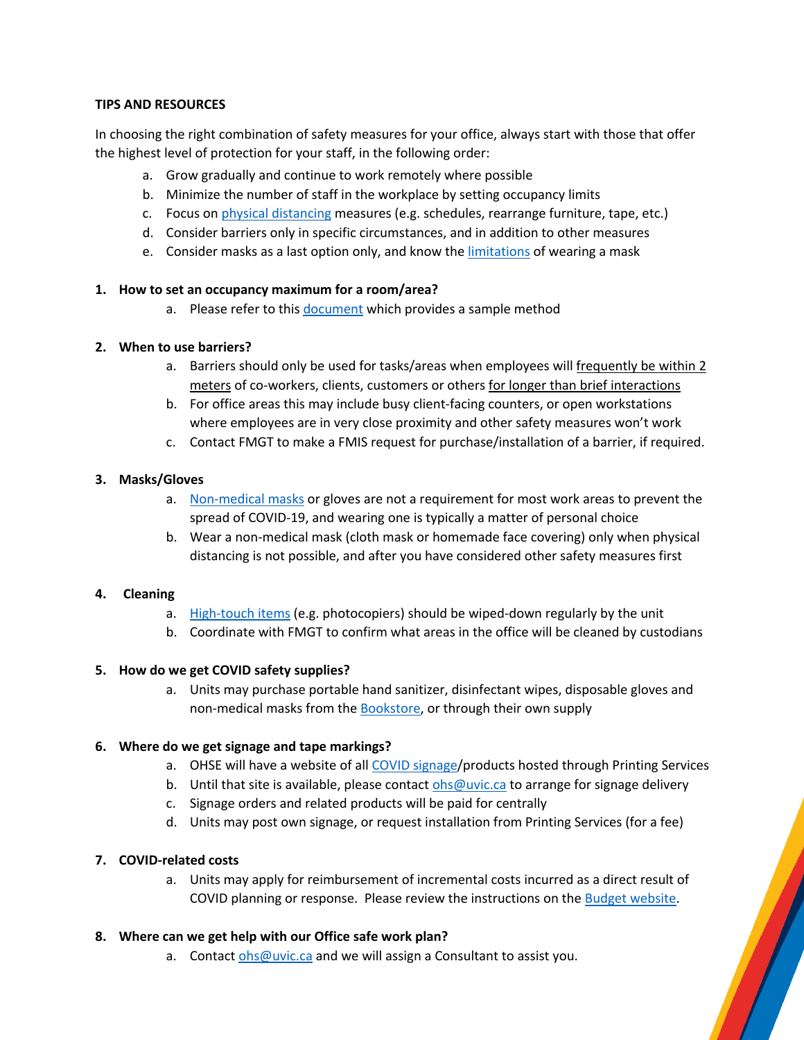**TIPS AND RESOURCES**

In choosing the right combination of safety measures for your office, always start with those that offer the highest level of protection for your staff, in the following order:

a. Grow gradually and continue to work remotely where possible
b. Minimize the number of staff in the workplace by setting occupancy limits
c. Focus on physical distancing measures (e.g. schedules, rearrange furniture, tape, etc.)
d. Consider barriers only in specific circumstances, and in addition to other measures
e. Consider masks as a last option only, and know the limitations of wearing a mask

**1. How to set an occupancy maximum for a room/area?**

a. Please refer to this document which provides a sample method

**2. When to use barriers?**

a. Barriers should only be used for tasks/areas when employees will frequently be within 2 meters of co-workers, clients, customers or others for longer than brief interactions
b. For office areas this may include busy client-facing counters, or open workstations where employees are in very close proximity and other safety measures won't work
c. Contact FMGT to make a FMIS request for purchase/installation of a barrier, if required.

**3. Masks/Gloves**

a. Non-medical masks or gloves are not a requirement for most work areas to prevent the spread of COVID-19, and wearing one is typically a matter of personal choice
b. Wear a non-medical mask (cloth mask or homemade face covering) only when physical distancing is not possible, and after you have considered other safety measures first

**4. Cleaning**

a. High-touch items (e.g. photocopiers) should be wiped-down regularly by the unit
b. Coordinate with FMGT to confirm what areas in the office will be cleaned by custodians

**5. How do we get COVID safety supplies?**

a. Units may purchase portable hand sanitizer, disinfectant wipes, disposable gloves and non-medical masks from the Bookstore, or through their own supply

**6. Where do we get signage and tape markings?**

a. OHSE will have a website of all COVID signage/products hosted through Printing Services
b. Until that site is available, please contact ohs@uvic.ca to arrange for signage delivery
c. Signage orders and related products will be paid for centrally
d. Units may post own signage, or request installation from Printing Services (for a fee)

**7. COVID-related costs**

a. Units may apply for reimbursement of incremental costs incurred as a direct result of COVID planning or response. Please review the instructions on the Budget website.

**8. Where can we get help with our Office safe work plan?**

a. Contact ohs@uvic.ca and we will assign a Consultant to assist you.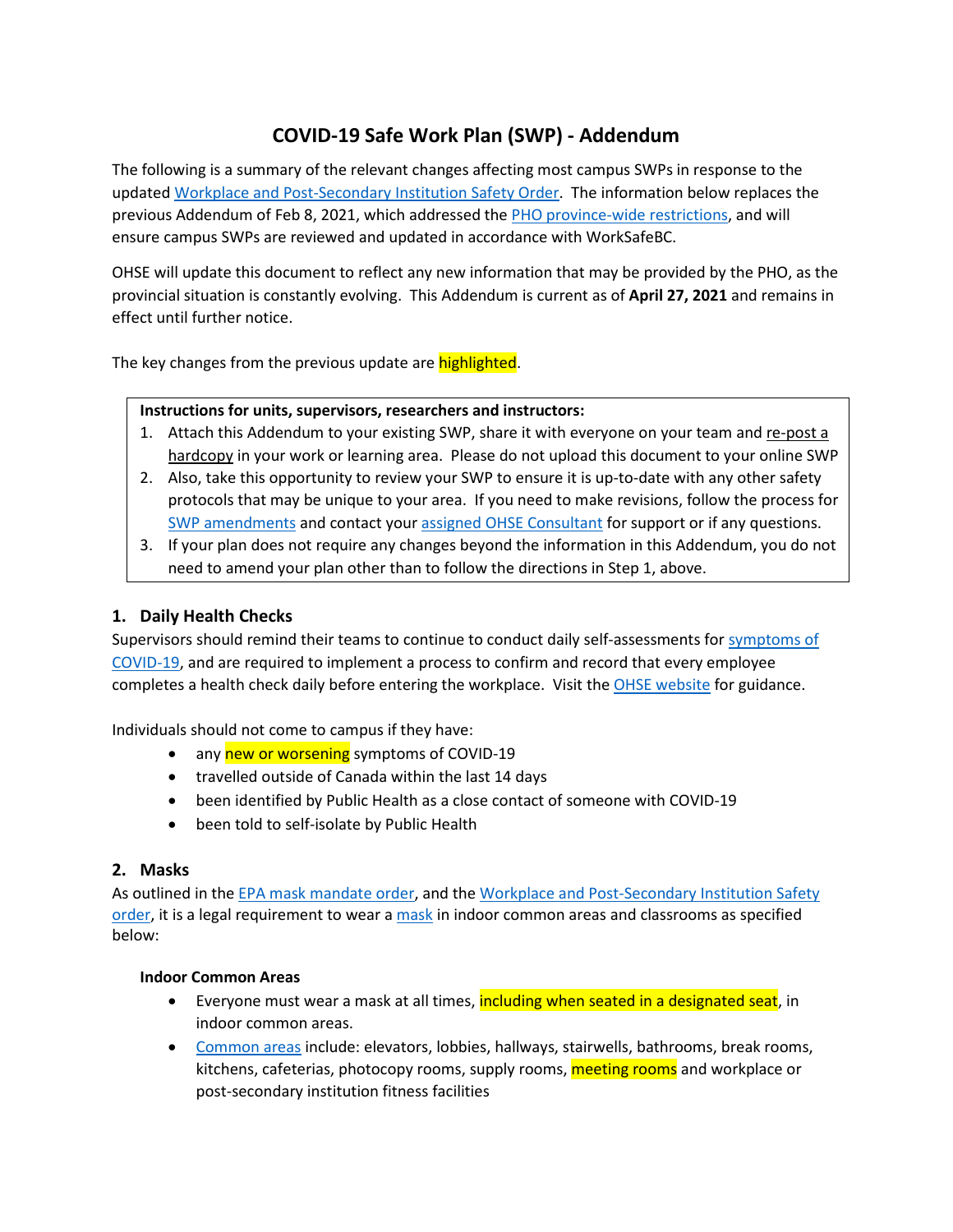# COVID-19 Safe Work Plan (SWP) - Addendum

The following is a summary of the relevant changes affecting most campus SWPs in response to the updated Workplace and Post-Secondary Institution Safety Order. The information below replaces the previous Addendum of Feb 8, 2021, which addressed the PHO province-wide restrictions, and will ensure campus SWPs are reviewed and updated in accordance with WorkSafeBC.

OHSE will update this document to reflect any new information that may be provided by the PHO, as the provincial situation is constantly evolving. This Addendum is current as of **April 27, 2021** and remains in effect until further notice.

The key changes from the previous update are highlighted.

**Instructions for units, supervisors, researchers and instructors:**

1. Attach this Addendum to your existing SWP, share it with everyone on your team and re-post a hardcopy in your work or learning area. Please do not upload this document to your online SWP
2. Also, take this opportunity to review your SWP to ensure it is up-to-date with any other safety protocols that may be unique to your area. If you need to make revisions, follow the process for SWP amendments and contact your assigned OHSE Consultant for support or if any questions.
3. If your plan does not require any changes beyond the information in this Addendum, you do not need to amend your plan other than to follow the directions in Step 1, above.

## 1. Daily Health Checks

Supervisors should remind their teams to continue to conduct daily self-assessments for symptoms of COVID-19, and are required to implement a process to confirm and record that every employee completes a health check daily before entering the workplace. Visit the OHSE website for guidance.

Individuals should not come to campus if they have:

- any new or worsening symptoms of COVID-19
- travelled outside of Canada within the last 14 days
- been identified by Public Health as a close contact of someone with COVID-19
- been told to self-isolate by Public Health

## 2. Masks

As outlined in the EPA mask mandate order, and the Workplace and Post-Secondary Institution Safety order, it is a legal requirement to wear a mask in indoor common areas and classrooms as specified below:

**Indoor Common Areas**

- Everyone must wear a mask at all times, including when seated in a designated seat, in indoor common areas.
- Common areas include: elevators, lobbies, hallways, stairwells, bathrooms, break rooms, kitchens, cafeterias, photocopy rooms, supply rooms, meeting rooms and workplace or post-secondary institution fitness facilities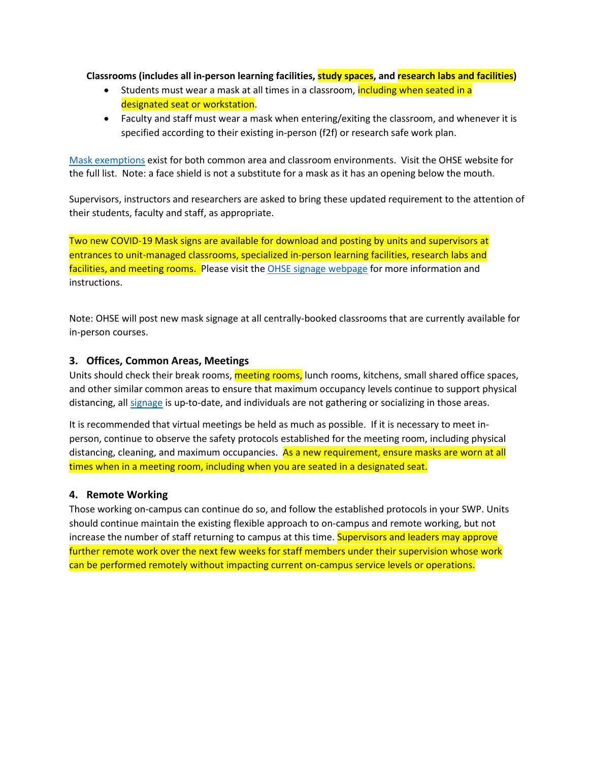**Classrooms (includes all in-person learning facilities, study spaces, and research labs and facilities)**

- Students must wear a mask at all times in a classroom, including when seated in a designated seat or workstation.
- Faculty and staff must wear a mask when entering/exiting the classroom, and whenever it is specified according to their existing in-person (f2f) or research safe work plan.

Mask exemptions exist for both common area and classroom environments. Visit the OHSE website for the full list. Note: a face shield is not a substitute for a mask as it has an opening below the mouth.

Supervisors, instructors and researchers are asked to bring these updated requirement to the attention of their students, faculty and staff, as appropriate.

Two new COVID-19 Mask signs are available for download and posting by units and supervisors at entrances to unit-managed classrooms, specialized in-person learning facilities, research labs and facilities, and meeting rooms. Please visit the OHSE signage webpage for more information and instructions.

Note: OHSE will post new mask signage at all centrally-booked classrooms that are currently available for in-person courses.

### 3. Offices, Common Areas, Meetings

Units should check their break rooms, meeting rooms, lunch rooms, kitchens, small shared office spaces, and other similar common areas to ensure that maximum occupancy levels continue to support physical distancing, all signage is up-to-date, and individuals are not gathering or socializing in those areas.

It is recommended that virtual meetings be held as much as possible. If it is necessary to meet in-person, continue to observe the safety protocols established for the meeting room, including physical distancing, cleaning, and maximum occupancies. As a new requirement, ensure masks are worn at all times when in a meeting room, including when you are seated in a designated seat.

### 4. Remote Working

Those working on-campus can continue do so, and follow the established protocols in your SWP. Units should continue maintain the existing flexible approach to on-campus and remote working, but not increase the number of staff returning to campus at this time. Supervisors and leaders may approve further remote work over the next few weeks for staff members under their supervision whose work can be performed remotely without impacting current on-campus service levels or operations.